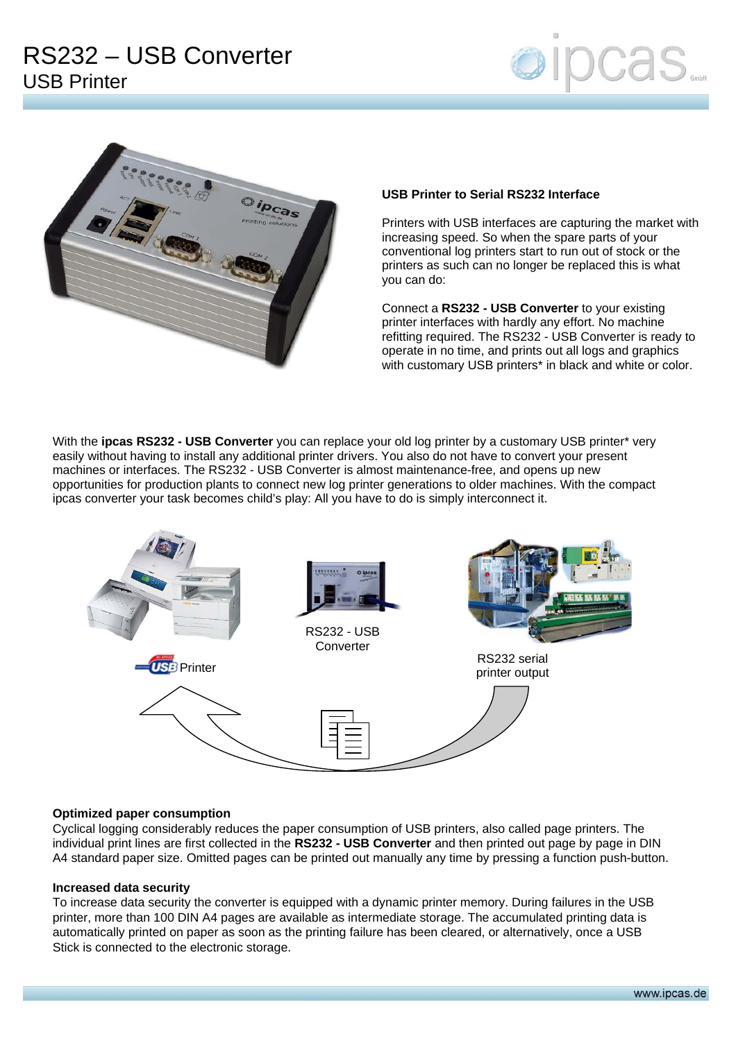# RS232 – USB Converter
## USB Printer

### USB Printer to Serial RS232 Interface

Printers with USB interfaces are capturing the market with increasing speed. So when the spare parts of your conventional log printers start to run out of stock or the printers as such can no longer be replaced this is what you can do:

Connect a **RS232 - USB Converter** to your existing printer interfaces with hardly any effort. No machine refitting required. The RS232 - USB Converter is ready to operate in no time, and prints out all logs and graphics with customary USB printers* in black and white or color.

With the **ipcas RS232 - USB Converter** you can replace your old log printer by a customary USB printer* very easily without having to install any additional printer drivers. You also do not have to convert your present machines or interfaces. The RS232 - USB Converter is almost maintenance-free, and opens up new opportunities for production plants to connect new log printer generations to older machines. With the compact ipcas converter your task becomes child's play: All you have to do is simply interconnect it.

USB Printer

RS232 - USB Converter

RS232 serial printer output

**Optimized paper consumption**

Cyclical logging considerably reduces the paper consumption of USB printers, also called page printers. The individual print lines are first collected in the **RS232 - USB Converter** and then printed out page by page in DIN A4 standard paper size. Omitted pages can be printed out manually any time by pressing a function push-button.

**Increased data security**

To increase data security the converter is equipped with a dynamic printer memory. During failures in the USB printer, more than 100 DIN A4 pages are available as intermediate storage. The accumulated printing data is automatically printed on paper as soon as the printing failure has been cleared, or alternatively, once a USB Stick is connected to the electronic storage.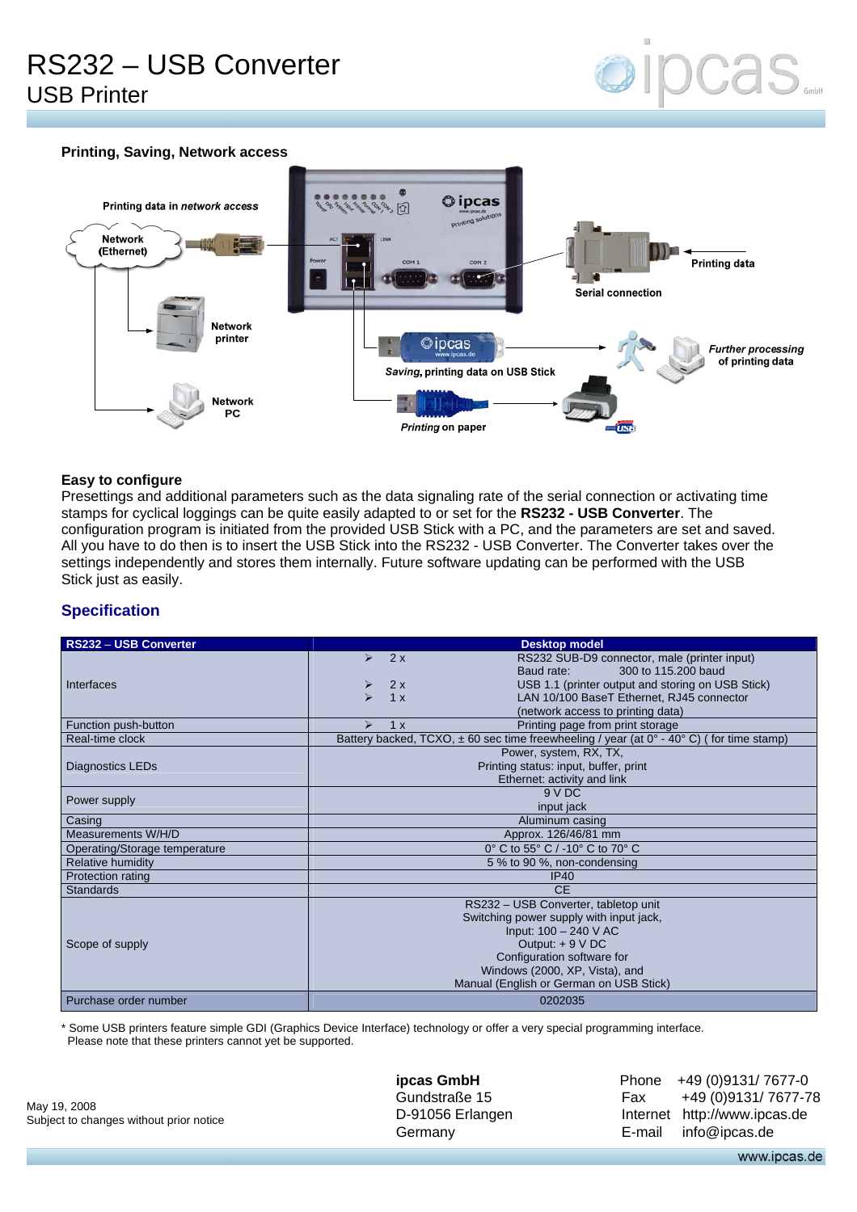# RS232 – USB Converter
## USB Printer

**Printing, Saving, Network access**

Printing data in *network access*

Network (Ethernet)

Network printer

Network PC

Printing data

Serial connection

*Saving*, printing data on USB Stick

*Further processing* of printing data

*Printing* on paper

### Easy to configure

Presettings and additional parameters such as the data signaling rate of the serial connection or activating time stamps for cyclical loggings can be quite easily adapted to or set for the **RS232 - USB Converter**. The configuration program is initiated from the provided USB Stick with a PC, and the parameters are set and saved. All you have to do then is to insert the USB Stick into the RS232 - USB Converter. The Converter takes over the settings independently and stores them internally. Future software updating can be performed with the USB Stick just as easily.

## Specification

| RS232 – USB Converter | Desktop model |
|---|---|
| Interfaces | ➢ 2 x RS232 SUB-D9 connector, male (printer input) Baud rate: 300 to 115.200 baud<br>➢ 2 x USB 1.1 (printer output and storing on USB Stick)<br>➢ 1 x LAN 10/100 BaseT Ethernet, RJ45 connector (network access to printing data) |
| Function push-button | ➢ 1 x Printing page from print storage |
| Real-time clock | Battery backed, TCXO, ± 60 sec time freewheeling / year (at 0° - 40° C) ( for time stamp) |
| Diagnostics LEDs | Power, system, RX, TX,<br>Printing status: input, buffer, print<br>Ethernet: activity and link |
| Power supply | 9 V DC<br>input jack |
| Casing | Aluminum casing |
| Measurements W/H/D | Approx. 126/46/81 mm |
| Operating/Storage temperature | 0° C to 55° C / -10° C to 70° C |
| Relative humidity | 5 % to 90 %, non-condensing |
| Protection rating | IP40 |
| Standards | CE |
| Scope of supply | RS232 – USB Converter, tabletop unit<br>Switching power supply with input jack,<br>Input: 100 – 240 V AC<br>Output: + 9 V DC<br>Configuration software for<br>Windows (2000, XP, Vista), and<br>Manual (English or German on USB Stick) |
| Purchase order number | 0202035 |

\* Some USB printers feature simple GDI (Graphics Device Interface) technology or offer a very special programming interface. Please note that these printers cannot yet be supported.

May 19, 2008
Subject to changes without prior notice

**ipcas GmbH**
Gundstraße 15
D-91056 Erlangen
Germany

Phone +49 (0)9131/ 7677-0
Fax +49 (0)9131/ 7677-78
Internet http://www.ipcas.de
E-mail info@ipcas.de